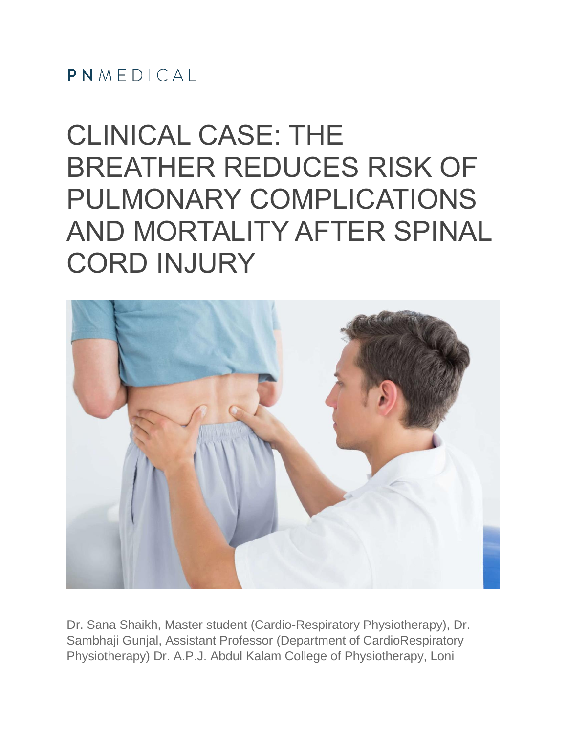PNMEDICAL

# CLINICAL CASE: THE BREATHER REDUCES RISK OF PULMONARY COMPLICATIONS AND MORTALITY AFTER SPINAL CORD INJURY

Dr. Sana Shaikh, Master student (Cardio-Respiratory Physiotherapy), Dr. Sambhaji Gunjal, Assistant Professor (Department of CardioRespiratory Physiotherapy) Dr. A.P.J. Abdul Kalam College of Physiotherapy, Loni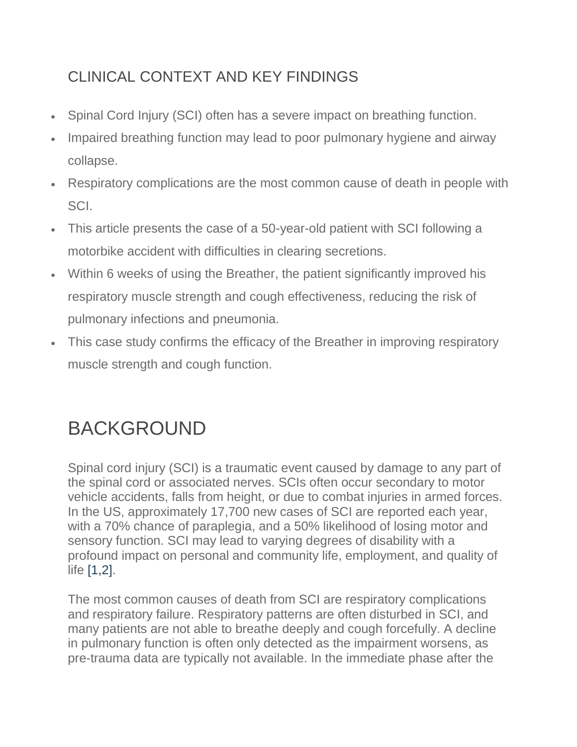## CLINICAL CONTEXT AND KEY FINDINGS

- Spinal Cord Injury (SCI) often has a severe impact on breathing function.
- Impaired breathing function may lead to poor pulmonary hygiene and airway collapse.
- Respiratory complications are the most common cause of death in people with SCI.
- This article presents the case of a 50-year-old patient with SCI following a motorbike accident with difficulties in clearing secretions.
- Within 6 weeks of using the Breather, the patient significantly improved his respiratory muscle strength and cough effectiveness, reducing the risk of pulmonary infections and pneumonia.
- This case study confirms the efficacy of the Breather in improving respiratory muscle strength and cough function.

# BACKGROUND

Spinal cord injury (SCI) is a traumatic event caused by damage to any part of the spinal cord or associated nerves. SCIs often occur secondary to motor vehicle accidents, falls from height, or due to combat injuries in armed forces. In the US, approximately 17,700 new cases of SCI are reported each year, with a 70% chance of paraplegia, and a 50% likelihood of losing motor and sensory function. SCI may lead to varying degrees of disability with a profound impact on personal and community life, employment, and quality of life [1,2].

The most common causes of death from SCI are respiratory complications and respiratory failure. Respiratory patterns are often disturbed in SCI, and many patients are not able to breathe deeply and cough forcefully. A decline in pulmonary function is often only detected as the impairment worsens, as pre-trauma data are typically not available. In the immediate phase after the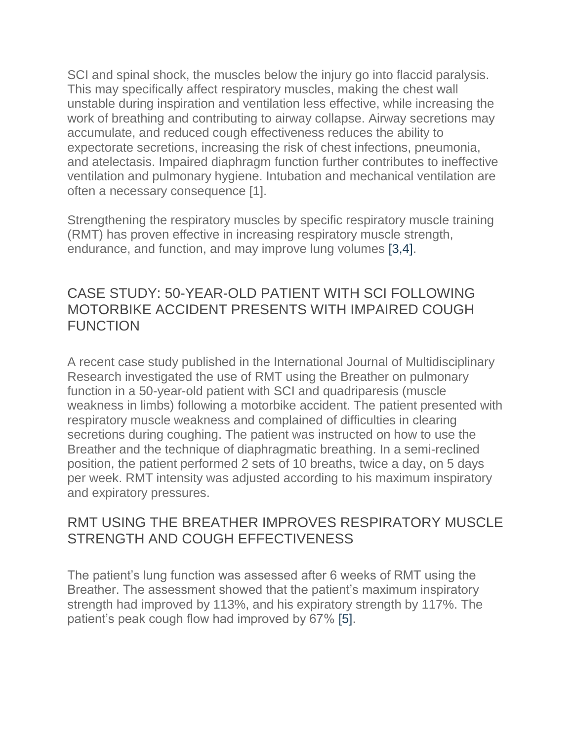SCI and spinal shock, the muscles below the injury go into flaccid paralysis. This may specifically affect respiratory muscles, making the chest wall unstable during inspiration and ventilation less effective, while increasing the work of breathing and contributing to airway collapse. Airway secretions may accumulate, and reduced cough effectiveness reduces the ability to expectorate secretions, increasing the risk of chest infections, pneumonia, and atelectasis. Impaired diaphragm function further contributes to ineffective ventilation and pulmonary hygiene. Intubation and mechanical ventilation are often a necessary consequence [1].

Strengthening the respiratory muscles by specific respiratory muscle training (RMT) has proven effective in increasing respiratory muscle strength, endurance, and function, and may improve lung volumes [3,4].

## CASE STUDY: 50-YEAR-OLD PATIENT WITH SCI FOLLOWING MOTORBIKE ACCIDENT PRESENTS WITH IMPAIRED COUGH FUNCTION

A recent case study published in the International Journal of Multidisciplinary Research investigated the use of RMT using the Breather on pulmonary function in a 50-year-old patient with SCI and quadriparesis (muscle weakness in limbs) following a motorbike accident. The patient presented with respiratory muscle weakness and complained of difficulties in clearing secretions during coughing. The patient was instructed on how to use the Breather and the technique of diaphragmatic breathing. In a semi-reclined position, the patient performed 2 sets of 10 breaths, twice a day, on 5 days per week. RMT intensity was adjusted according to his maximum inspiratory and expiratory pressures.

## RMT USING THE BREATHER IMPROVES RESPIRATORY MUSCLE STRENGTH AND COUGH EFFECTIVENESS

The patient's lung function was assessed after 6 weeks of RMT using the Breather. The assessment showed that the patient's maximum inspiratory strength had improved by 113%, and his expiratory strength by 117%. The patient's peak cough flow had improved by 67% [5].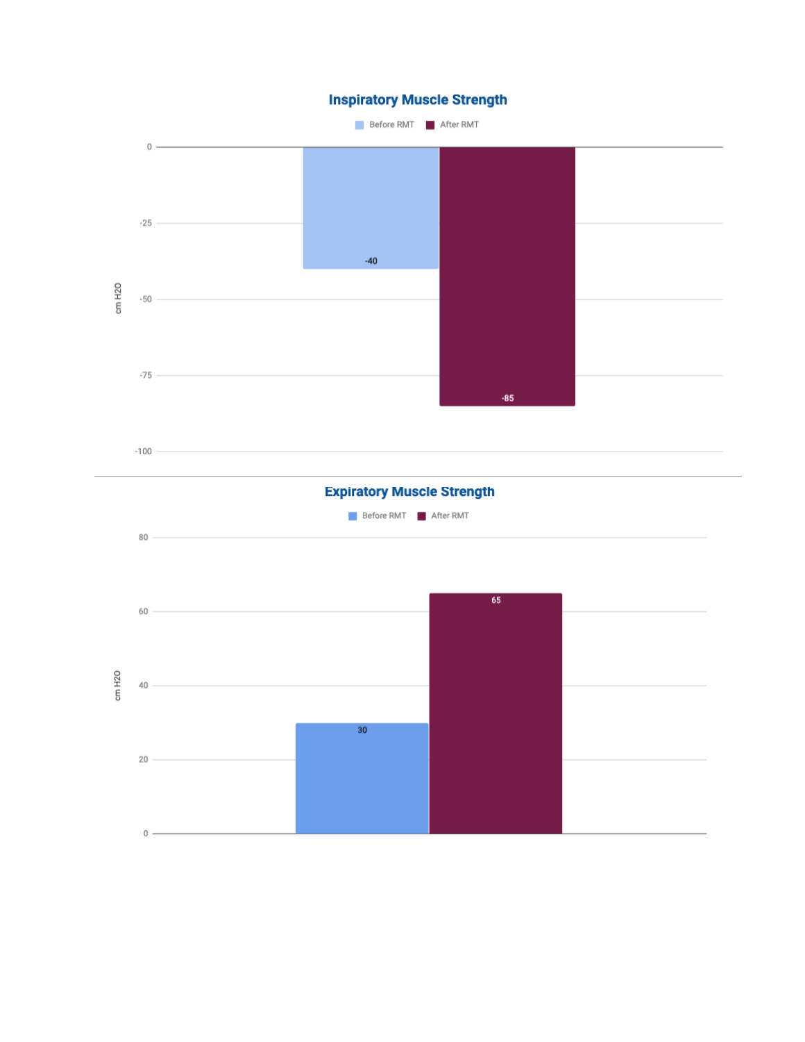## Inspiratory Muscle Strength

| | Before RMT | After RMT |
|---|---|---|
| cm $H_2O$ | -40 | -85 |

## Expiratory Muscle Strength

| | Before RMT | After RMT |
|---|---|---|
| cm $H_2O$ | 30 | 65 |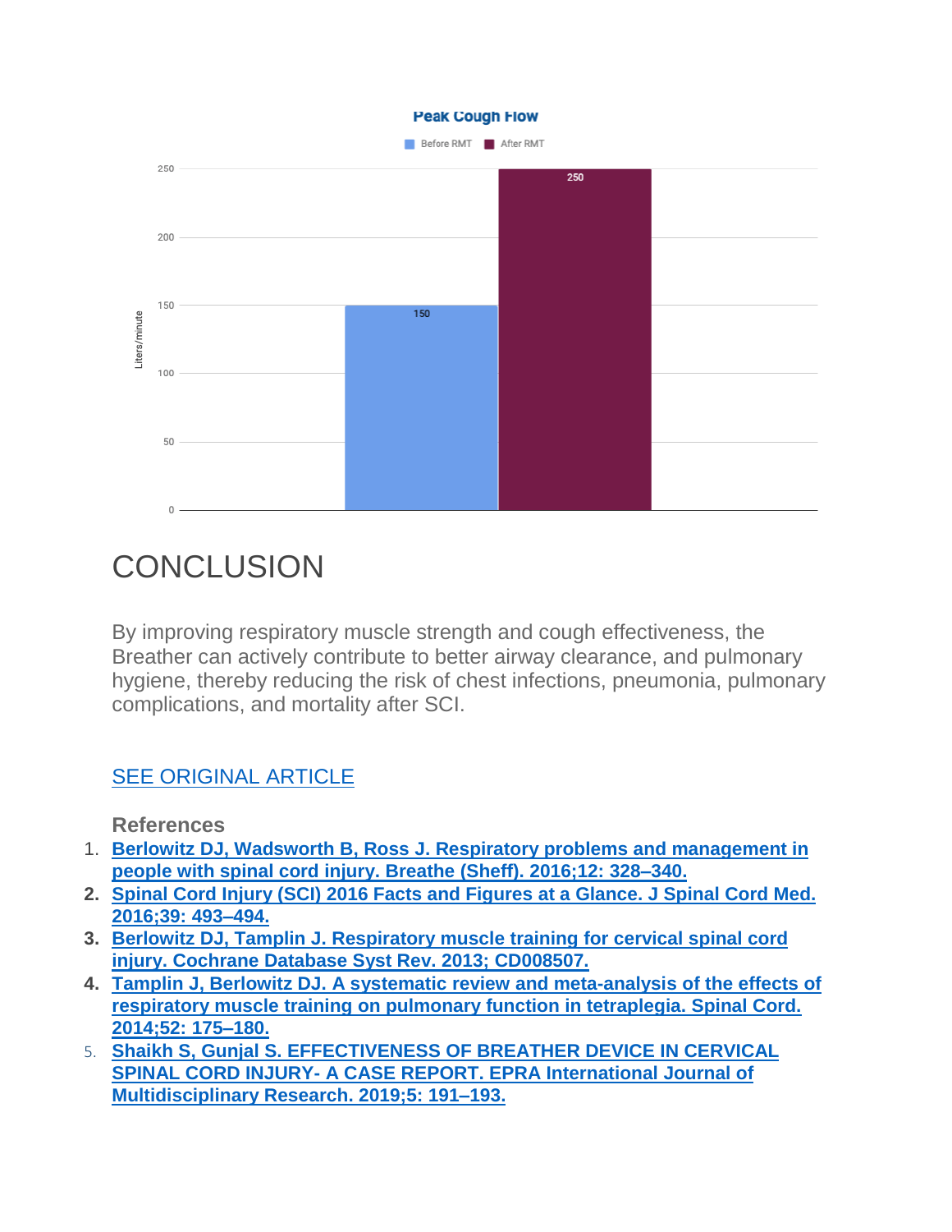Peak Cough Flow

Before RMT
After RMT

250
200
150
100
50
0

Liters/minute

150
250

# CONCLUSION

By improving respiratory muscle strength and cough effectiveness, the Breather can actively contribute to better airway clearance, and pulmonary hygiene, thereby reducing the risk of chest infections, pneumonia, pulmonary complications, and mortality after SCI.

SEE ORIGINAL ARTICLE

**References**

1. **Berlowitz DJ, Wadsworth B, Ross J. Respiratory problems and management in people with spinal cord injury. Breathe (Sheff). 2016;12: 328–340.**
2. **Spinal Cord Injury (SCI) 2016 Facts and Figures at a Glance. J Spinal Cord Med. 2016;39: 493–494.**
3. **Berlowitz DJ, Tamplin J. Respiratory muscle training for cervical spinal cord injury. Cochrane Database Syst Rev. 2013; CD008507.**
4. **Tamplin J, Berlowitz DJ. A systematic review and meta-analysis of the effects of respiratory muscle training on pulmonary function in tetraplegia. Spinal Cord. 2014;52: 175–180.**
5. **Shaikh S, Gunjal S. EFFECTIVENESS OF BREATHER DEVICE IN CERVICAL SPINAL CORD INJURY- A CASE REPORT. EPRA International Journal of Multidisciplinary Research. 2019;5: 191–193.**